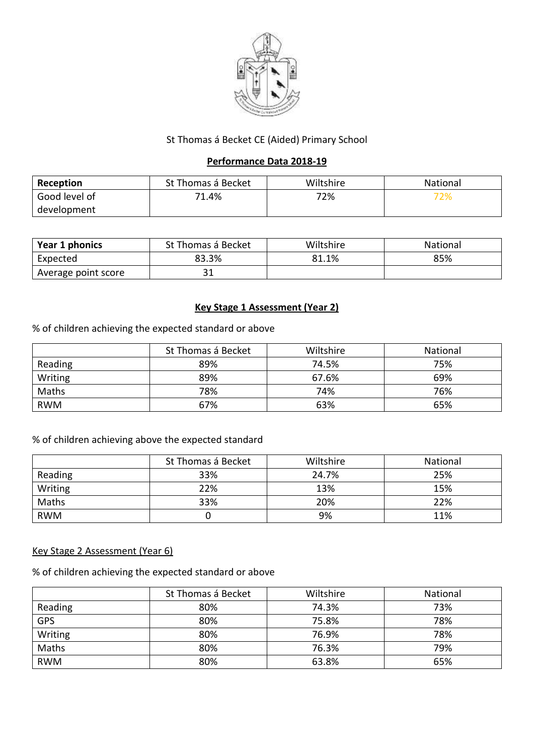St Thomas á Becket CE (Aided) Primary School

## Performance Data 2018-19

| **Reception** | St Thomas á Becket | Wiltshire | National |
|---|---|---|---|
| Good level of development | 71.4% | 72% | 72% |

| **Year 1 phonics** | St Thomas á Becket | Wiltshire | National |
|---|---|---|---|
| Expected | 83.3% | 81.1% | 85% |
| Average point score | 31 | | |

## Key Stage 1 Assessment (Year 2)

% of children achieving the expected standard or above

| | St Thomas á Becket | Wiltshire | National |
|---|---|---|---|
| Reading | 89% | 74.5% | 75% |
| Writing | 89% | 67.6% | 69% |
| Maths | 78% | 74% | 76% |
| RWM | 67% | 63% | 65% |

% of children achieving above the expected standard

| | St Thomas á Becket | Wiltshire | National |
|---|---|---|---|
| Reading | 33% | 24.7% | 25% |
| Writing | 22% | 13% | 15% |
| Maths | 33% | 20% | 22% |
| RWM | 0 | 9% | 11% |

Key Stage 2 Assessment (Year 6)

% of children achieving the expected standard or above

| | St Thomas á Becket | Wiltshire | National |
|---|---|---|---|
| Reading | 80% | 74.3% | 73% |
| GPS | 80% | 75.8% | 78% |
| Writing | 80% | 76.9% | 78% |
| Maths | 80% | 76.3% | 79% |
| RWM | 80% | 63.8% | 65% |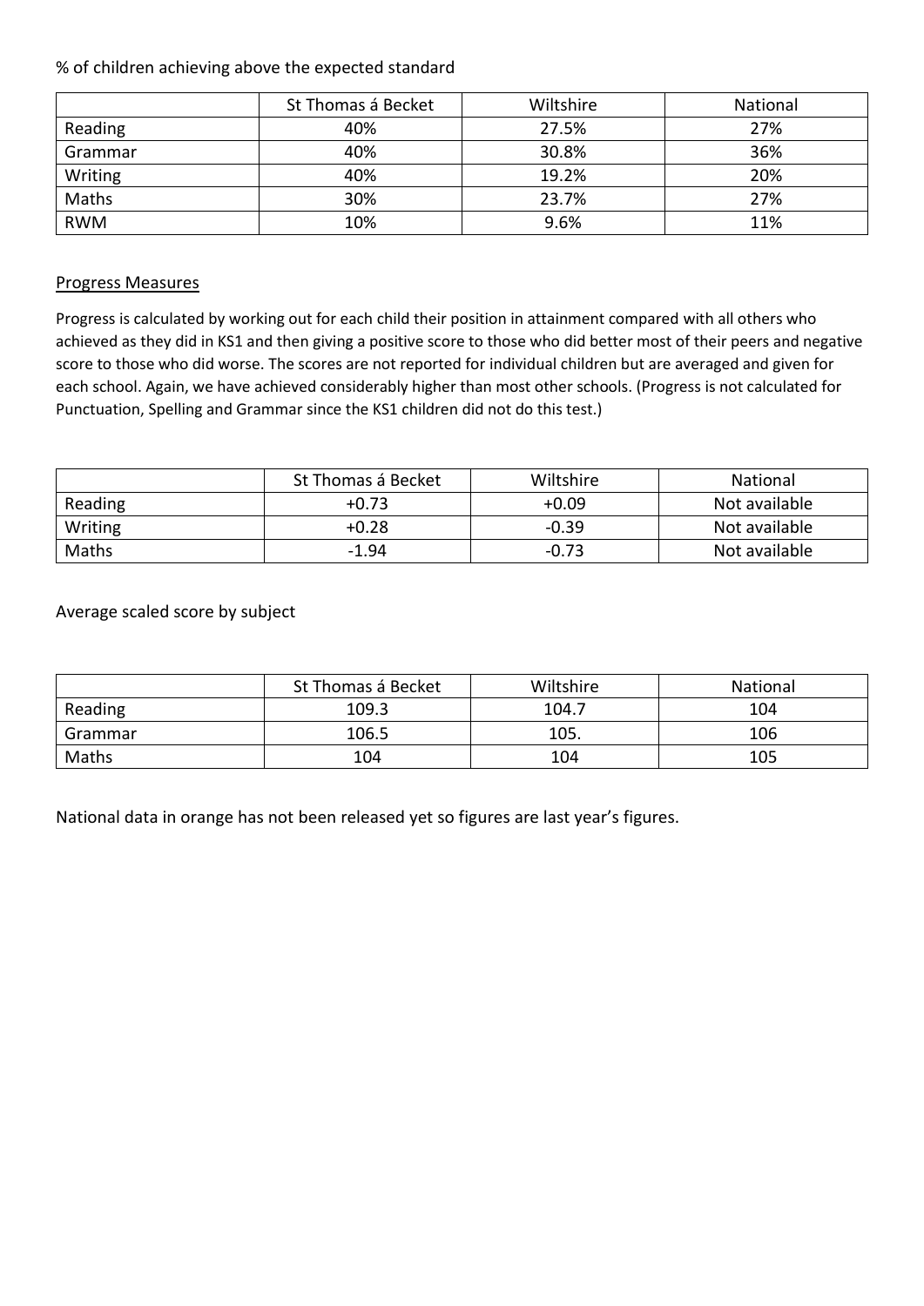% of children achieving above the expected standard

| | St Thomas á Becket | Wiltshire | National |
|---|---|---|---|
| Reading | 40% | 27.5% | 27% |
| Grammar | 40% | 30.8% | 36% |
| Writing | 40% | 19.2% | 20% |
| Maths | 30% | 23.7% | 27% |
| RWM | 10% | 9.6% | 11% |

<u>Progress Measures</u>

Progress is calculated by working out for each child their position in attainment compared with all others who achieved as they did in KS1 and then giving a positive score to those who did better most of their peers and negative score to those who did worse. The scores are not reported for individual children but are averaged and given for each school. Again, we have achieved considerably higher than most other schools. (Progress is not calculated for Punctuation, Spelling and Grammar since the KS1 children did not do this test.)

| | St Thomas á Becket | Wiltshire | National |
|---|---|---|---|
| Reading | +0.73 | +0.09 | Not available |
| Writing | +0.28 | -0.39 | Not available |
| Maths | -1.94 | -0.73 | Not available |

Average scaled score by subject

| | St Thomas á Becket | Wiltshire | National |
|---|---|---|---|
| Reading | 109.3 | 104.7 | 104 |
| Grammar | 106.5 | 105. | 106 |
| Maths | 104 | 104 | 105 |

National data in orange has not been released yet so figures are last year's figures.